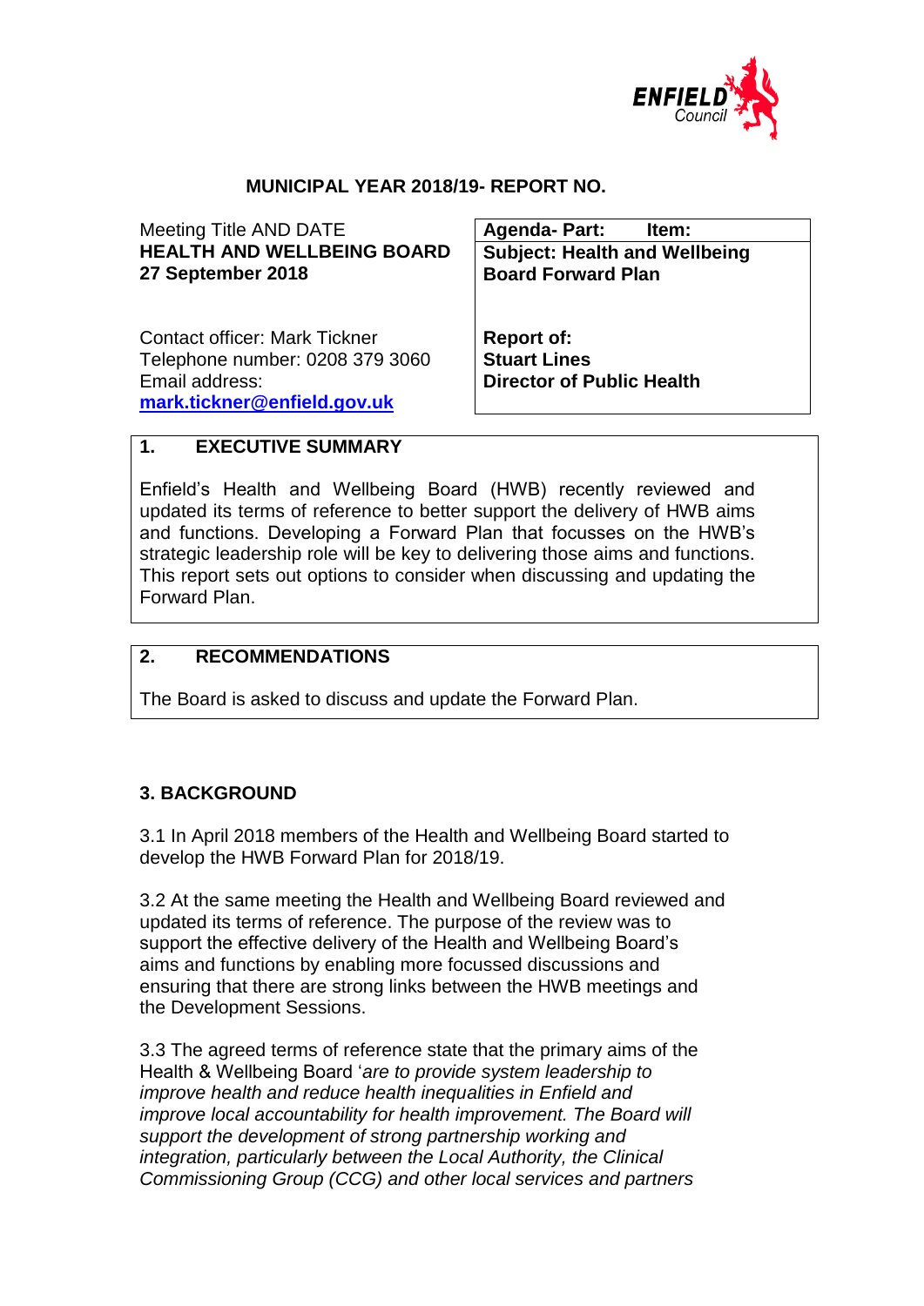**MUNICIPAL YEAR 2018/19- REPORT NO.**

| Meeting Title AND DATE<br>**HEALTH AND WELLBEING BOARD**<br>**27 September 2018** | **Agenda- Part: Item:**<br>**Subject: Health and Wellbeing Board Forward Plan** |
|---|---|
| Contact officer: Mark Tickner<br>Telephone number: 0208 379 3060<br>Email address:<br>**mark.tickner@enfield.gov.uk** | **Report of:**<br>**Stuart Lines**<br>**Director of Public Health** |

## 1. EXECUTIVE SUMMARY

Enfield's Health and Wellbeing Board (HWB) recently reviewed and updated its terms of reference to better support the delivery of HWB aims and functions. Developing a Forward Plan that focusses on the HWB's strategic leadership role will be key to delivering those aims and functions. This report sets out options to consider when discussing and updating the Forward Plan.

## 2. RECOMMENDATIONS

The Board is asked to discuss and update the Forward Plan.

## 3. BACKGROUND

3.1 In April 2018 members of the Health and Wellbeing Board started to develop the HWB Forward Plan for 2018/19.

3.2 At the same meeting the Health and Wellbeing Board reviewed and updated its terms of reference. The purpose of the review was to support the effective delivery of the Health and Wellbeing Board's aims and functions by enabling more focussed discussions and ensuring that there are strong links between the HWB meetings and the Development Sessions.

3.3 The agreed terms of reference state that the primary aims of the Health & Wellbeing Board '*are to provide system leadership to improve health and reduce health inequalities in Enfield and improve local accountability for health improvement. The Board will support the development of strong partnership working and integration, particularly between the Local Authority, the Clinical Commissioning Group (CCG) and other local services and partners*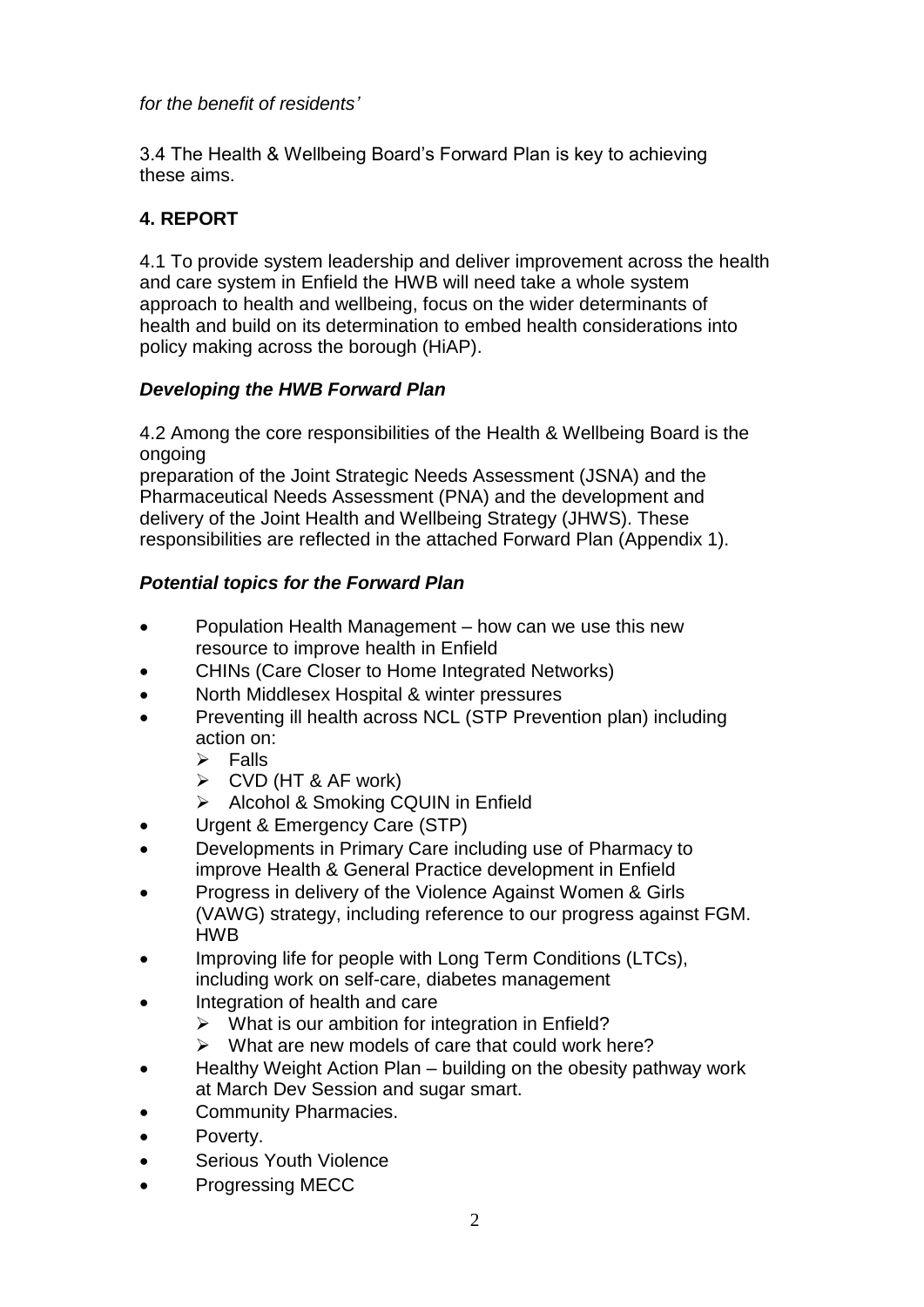*for the benefit of residents'*

3.4 The Health & Wellbeing Board's Forward Plan is key to achieving these aims.

## 4. REPORT

4.1 To provide system leadership and deliver improvement across the health and care system in Enfield the HWB will need take a whole system approach to health and wellbeing, focus on the wider determinants of health and build on its determination to embed health considerations into policy making across the borough (HiAP).

### *Developing the HWB Forward Plan*

4.2 Among the core responsibilities of the Health & Wellbeing Board is the ongoing
preparation of the Joint Strategic Needs Assessment (JSNA) and the Pharmaceutical Needs Assessment (PNA) and the development and delivery of the Joint Health and Wellbeing Strategy (JHWS). These responsibilities are reflected in the attached Forward Plan (Appendix 1).

### *Potential topics for the Forward Plan*

- Population Health Management – how can we use this new resource to improve health in Enfield
- CHINs (Care Closer to Home Integrated Networks)
- North Middlesex Hospital & winter pressures
- Preventing ill health across NCL (STP Prevention plan) including action on:
  - Falls
  - CVD (HT & AF work)
  - Alcohol & Smoking CQUIN in Enfield
- Urgent & Emergency Care (STP)
- Developments in Primary Care including use of Pharmacy to improve Health & General Practice development in Enfield
- Progress in delivery of the Violence Against Women & Girls (VAWG) strategy, including reference to our progress against FGM. HWB
- Improving life for people with Long Term Conditions (LTCs), including work on self-care, diabetes management
- Integration of health and care
  - What is our ambition for integration in Enfield?
  - What are new models of care that could work here?
- Healthy Weight Action Plan – building on the obesity pathway work at March Dev Session and sugar smart.
- Community Pharmacies.
- Poverty.
- Serious Youth Violence
- Progressing MECC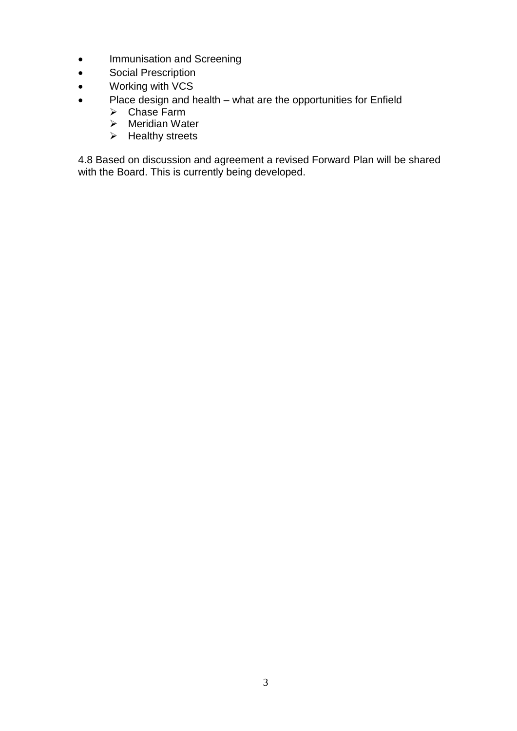- Immunisation and Screening
- Social Prescription
- Working with VCS
- Place design and health – what are the opportunities for Enfield
  - Chase Farm
  - Meridian Water
  - Healthy streets

4.8 Based on discussion and agreement a revised Forward Plan will be shared with the Board. This is currently being developed.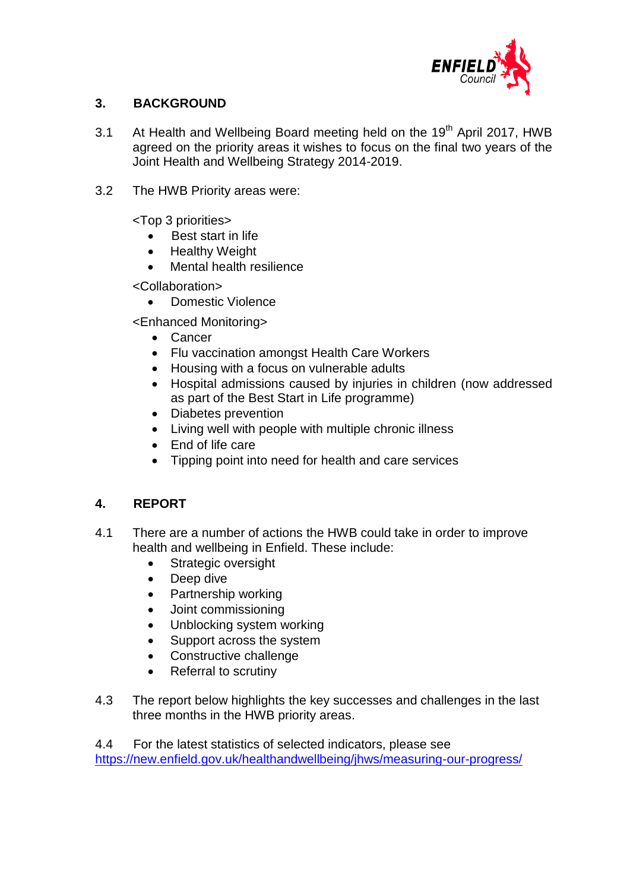## 3. BACKGROUND

3.1 At Health and Wellbeing Board meeting held on the 19th April 2017, HWB agreed on the priority areas it wishes to focus on the final two years of the Joint Health and Wellbeing Strategy 2014-2019.

3.2 The HWB Priority areas were:

<Top 3 priorities>

- Best start in life
- Healthy Weight
- Mental health resilience

<Collaboration>

- Domestic Violence

<Enhanced Monitoring>

- Cancer
- Flu vaccination amongst Health Care Workers
- Housing with a focus on vulnerable adults
- Hospital admissions caused by injuries in children (now addressed as part of the Best Start in Life programme)
- Diabetes prevention
- Living well with people with multiple chronic illness
- End of life care
- Tipping point into need for health and care services

## 4. REPORT

4.1 There are a number of actions the HWB could take in order to improve health and wellbeing in Enfield. These include:

- Strategic oversight
- Deep dive
- Partnership working
- Joint commissioning
- Unblocking system working
- Support across the system
- Constructive challenge
- Referral to scrutiny

4.3 The report below highlights the key successes and challenges in the last three months in the HWB priority areas.

4.4 For the latest statistics of selected indicators, please see https://new.enfield.gov.uk/healthandwellbeing/jhws/measuring-our-progress/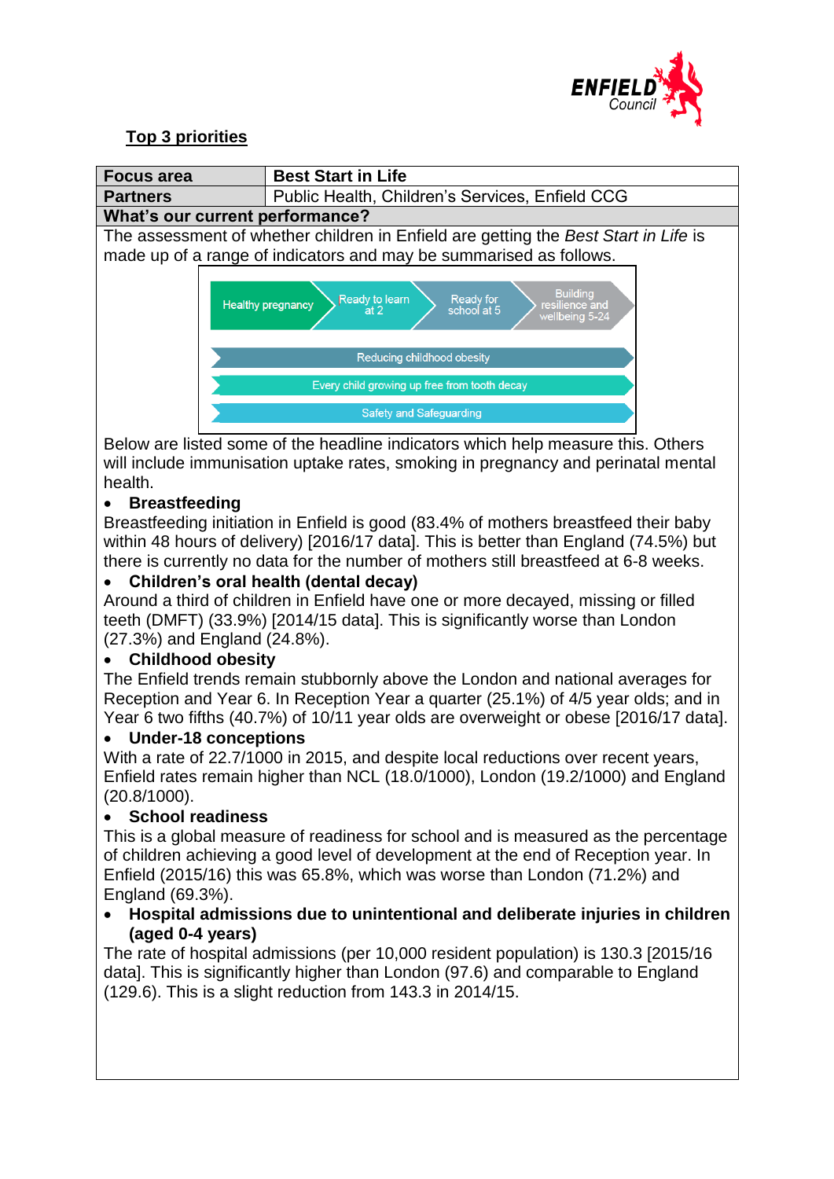## Top 3 priorities

| Focus area | Best Start in Life |
| --- | --- |
| Partners | Public Health, Children's Services, Enfield CCG |

**What's our current performance?**

The assessment of whether children in Enfield are getting the *Best Start in Life* is made up of a range of indicators and may be summarised as follows.

Healthy pregnancy → Ready to learn at 2 → Ready for school at 5 → Building resilience and wellbeing 5-24

Reducing childhood obesity

Every child growing up free from tooth decay

Safety and Safeguarding

Below are listed some of the headline indicators which help measure this. Others will include immunisation uptake rates, smoking in pregnancy and perinatal mental health.

- **Breastfeeding**

Breastfeeding initiation in Enfield is good (83.4% of mothers breastfeed their baby within 48 hours of delivery) [2016/17 data]. This is better than England (74.5%) but there is currently no data for the number of mothers still breastfeed at 6-8 weeks.

- **Children's oral health (dental decay)**

Around a third of children in Enfield have one or more decayed, missing or filled teeth (DMFT) (33.9%) [2014/15 data]. This is significantly worse than London (27.3%) and England (24.8%).

- **Childhood obesity**

The Enfield trends remain stubbornly above the London and national averages for Reception and Year 6. In Reception Year a quarter (25.1%) of 4/5 year olds; and in Year 6 two fifths (40.7%) of 10/11 year olds are overweight or obese [2016/17 data].

- **Under-18 conceptions**

With a rate of 22.7/1000 in 2015, and despite local reductions over recent years, Enfield rates remain higher than NCL (18.0/1000), London (19.2/1000) and England (20.8/1000).

- **School readiness**

This is a global measure of readiness for school and is measured as the percentage of children achieving a good level of development at the end of Reception year. In Enfield (2015/16) this was 65.8%, which was worse than London (71.2%) and England (69.3%).

- **Hospital admissions due to unintentional and deliberate injuries in children (aged 0-4 years)**

The rate of hospital admissions (per 10,000 resident population) is 130.3 [2015/16 data]. This is significantly higher than London (97.6) and comparable to England (129.6). This is a slight reduction from 143.3 in 2014/15.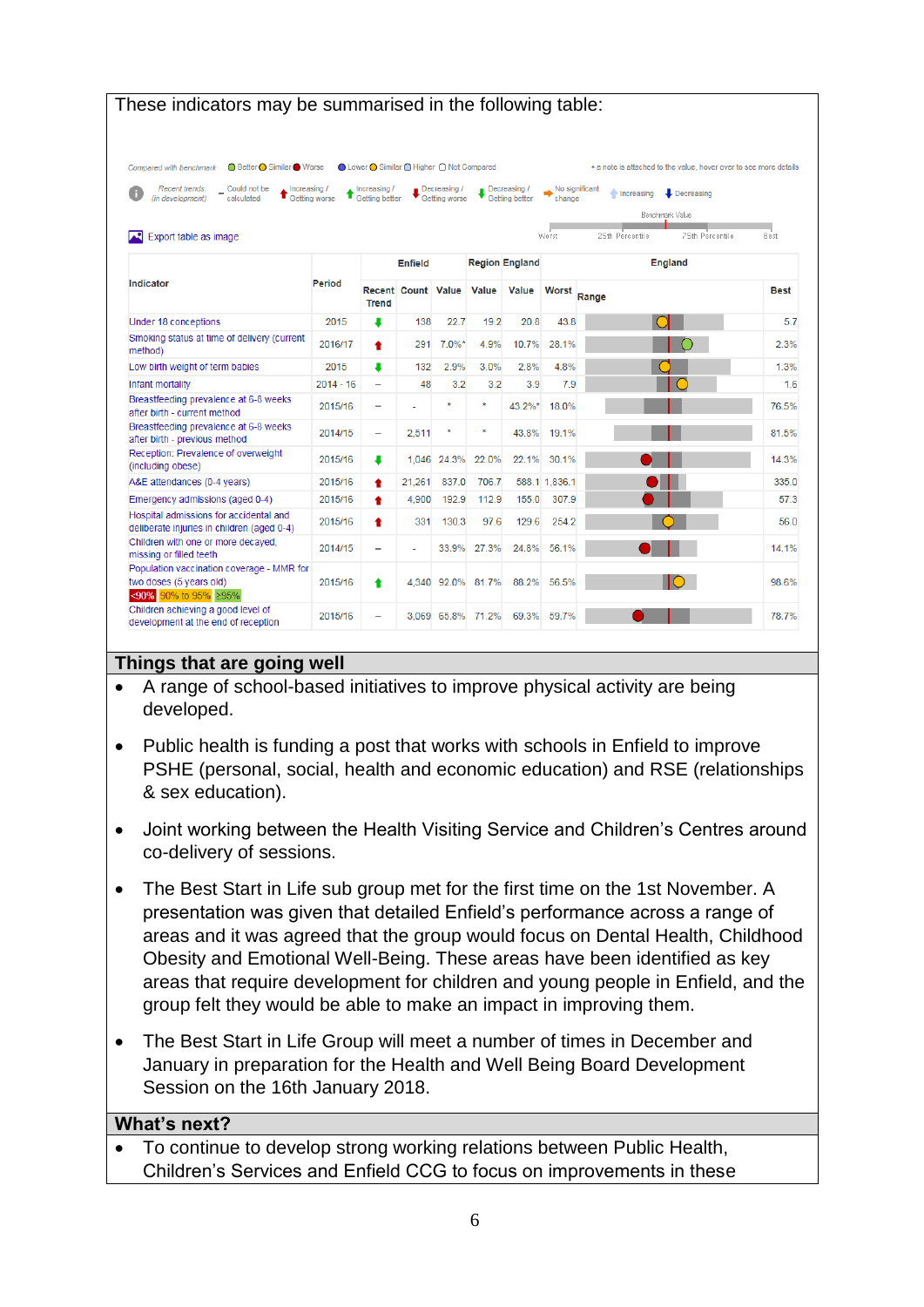These indicators may be summarised in the following table:

Compared with benchmark: Better / Similar / Worse — Lower / Similar / Higher / Not Compared — * a note is attached to the value, hover over to see more details

Recent trends: (in development) — Could not be calculated — Increasing / Getting worse — Increasing / Getting better — Decreasing / Getting worse — Decreasing / Getting better — No significant change — Increasing — Decreasing

Benchmark Value: Worst — 25th Percentile — 75th Percentile — Best

Export table as image

| Indicator | Period | Enfield | | | Region | England | England | | |
|---|---|---|---|---|---|---|---|---|---|
| | | Recent Trend | Count | Value | Value | Value | Worst | Range | Best |
| Under 18 conceptions | 2015 | ⬇ | 138 | 22.7 | 19.2 | 20.8 | 43.8 | | 5.7 |
| Smoking status at time of delivery (current method) | 2016/17 | ⬆ | 291 | 7.0%* | 4.9% | 10.7% | 28.1% | | 2.3% |
| Low birth weight of term babies | 2015 | ⬇ | 132 | 2.9% | 3.0% | 2.8% | 4.8% | | 1.3% |
| Infant mortality | 2014 - 16 | – | 48 | 3.2 | 3.2 | 3.9 | 7.9 | | 1.6 |
| Breastfeeding prevalence at 6-8 weeks after birth - current method | 2015/16 | – | - | * | * | 43.2%* | 18.0% | | 76.5% |
| Breastfeeding prevalence at 6-8 weeks after birth - previous method | 2014/15 | – | 2,511 | * | * | 43.8% | 19.1% | | 81.5% |
| Reception: Prevalence of overweight (including obese) | 2015/16 | ⬇ | 1,046 | 24.3% | 22.0% | 22.1% | 30.1% | | 14.3% |
| A&E attendances (0-4 years) | 2015/16 | ⬆ | 21,261 | 837.0 | 706.7 | 588.1 | 1,836.1 | | 335.0 |
| Emergency admissions (aged 0-4) | 2015/16 | ⬆ | 4,900 | 192.9 | 112.9 | 155.0 | 307.9 | | 57.3 |
| Hospital admissions for accidental and deliberate injuries in children (aged 0-4) | 2015/16 | ⬆ | 331 | 130.3 | 97.6 | 129.6 | 254.2 | | 56.0 |
| Children with one or more decayed, missing or filled teeth | 2014/15 | – | - | 33.9% | 27.3% | 24.8% | 56.1% | | 14.1% |
| Population vaccination coverage - MMR for two doses (5 years old) <90% 90% to 95% ≥95% | 2015/16 | ⬆ | 4,340 | 92.0% | 81.7% | 88.2% | 56.5% | | 98.6% |
| Children achieving a good level of development at the end of reception | 2015/16 | – | 3,069 | 65.8% | 71.2% | 69.3% | 59.7% | | 78.7% |

## Things that are going well

- A range of school-based initiatives to improve physical activity are being developed.
- Public health is funding a post that works with schools in Enfield to improve PSHE (personal, social, health and economic education) and RSE (relationships & sex education).
- Joint working between the Health Visiting Service and Children's Centres around co-delivery of sessions.
- The Best Start in Life sub group met for the first time on the 1st November. A presentation was given that detailed Enfield's performance across a range of areas and it was agreed that the group would focus on Dental Health, Childhood Obesity and Emotional Well-Being. These areas have been identified as key areas that require development for children and young people in Enfield, and the group felt they would be able to make an impact in improving them.
- The Best Start in Life Group will meet a number of times in December and January in preparation for the Health and Well Being Board Development Session on the 16th January 2018.

## What's next?

- To continue to develop strong working relations between Public Health, Children's Services and Enfield CCG to focus on improvements in these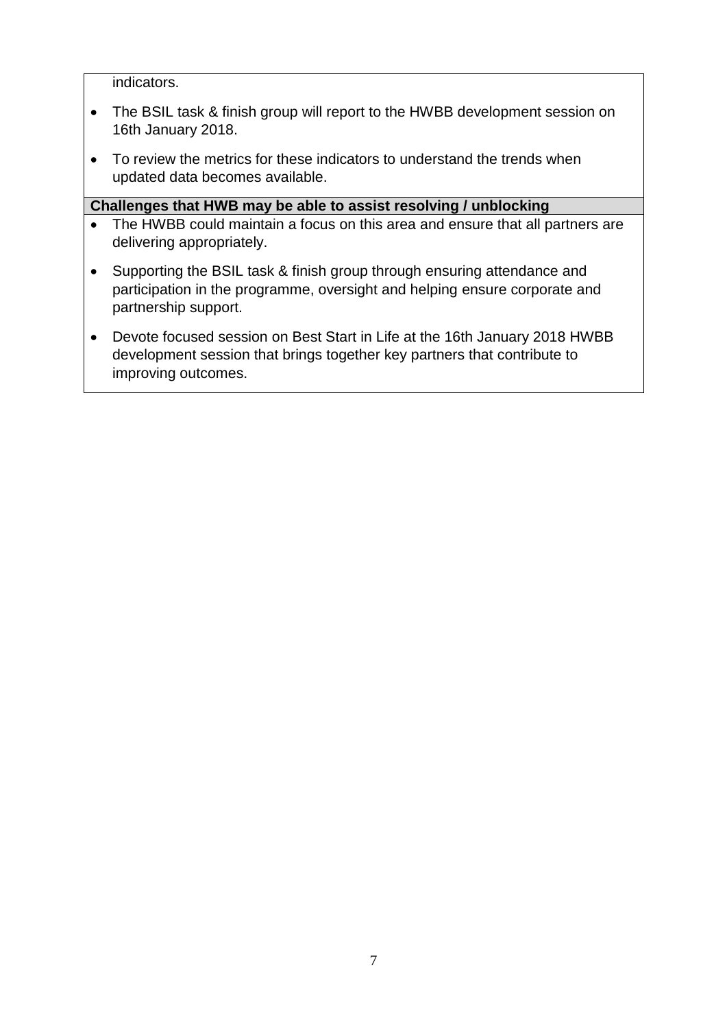indicators.

- The BSIL task & finish group will report to the HWBB development session on 16th January 2018.
- To review the metrics for these indicators to understand the trends when updated data becomes available.

**Challenges that HWB may be able to assist resolving / unblocking**

- The HWBB could maintain a focus on this area and ensure that all partners are delivering appropriately.
- Supporting the BSIL task & finish group through ensuring attendance and participation in the programme, oversight and helping ensure corporate and partnership support.
- Devote focused session on Best Start in Life at the 16th January 2018 HWBB development session that brings together key partners that contribute to improving outcomes.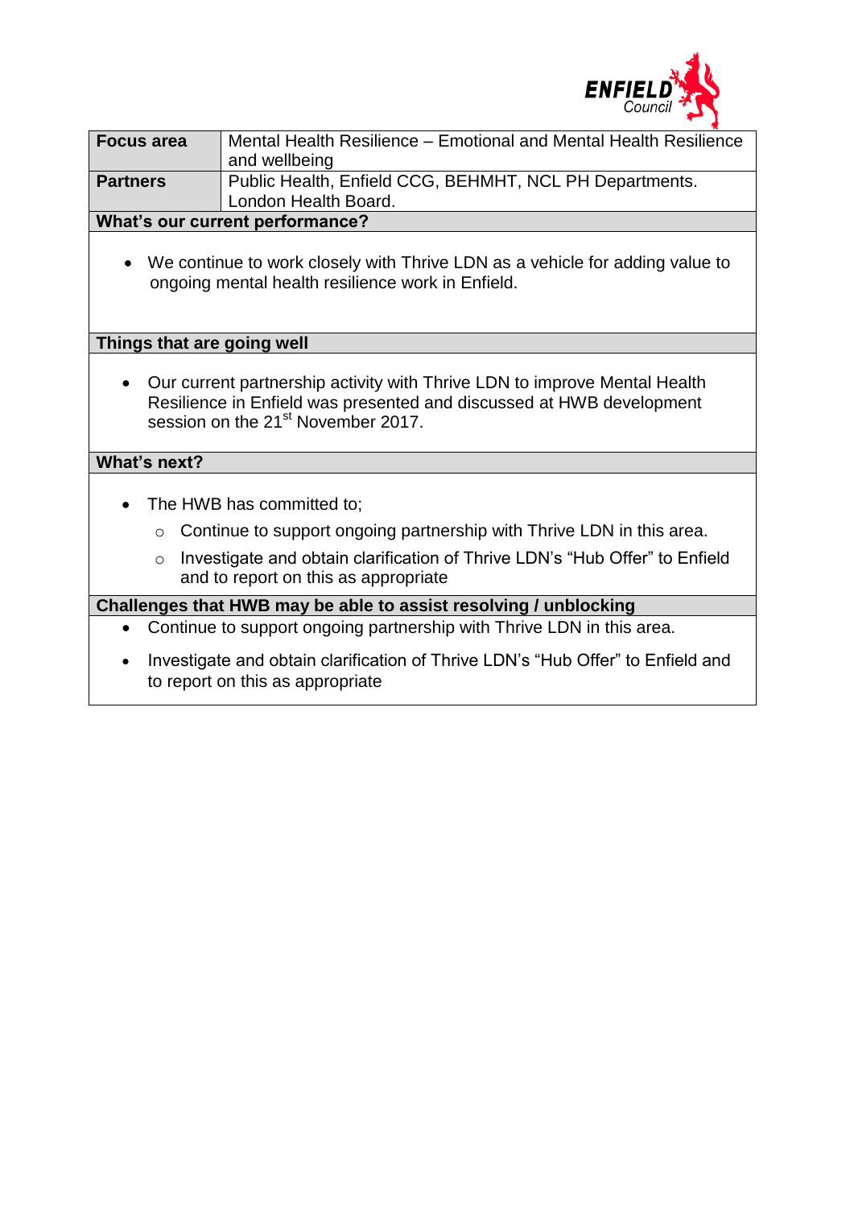| **Focus area** | Mental Health Resilience – Emotional and Mental Health Resilience and wellbeing |
|---|---|
| **Partners** | Public Health, Enfield CCG, BEHMHT, NCL PH Departments. London Health Board. |

**What's our current performance?**

- We continue to work closely with Thrive LDN as a vehicle for adding value to ongoing mental health resilience work in Enfield.

**Things that are going well**

- Our current partnership activity with Thrive LDN to improve Mental Health Resilience in Enfield was presented and discussed at HWB development session on the 21st November 2017.

**What's next?**

- The HWB has committed to;
  - Continue to support ongoing partnership with Thrive LDN in this area.
  - Investigate and obtain clarification of Thrive LDN's "Hub Offer" to Enfield and to report on this as appropriate

**Challenges that HWB may be able to assist resolving / unblocking**

- Continue to support ongoing partnership with Thrive LDN in this area.
- Investigate and obtain clarification of Thrive LDN's "Hub Offer" to Enfield and to report on this as appropriate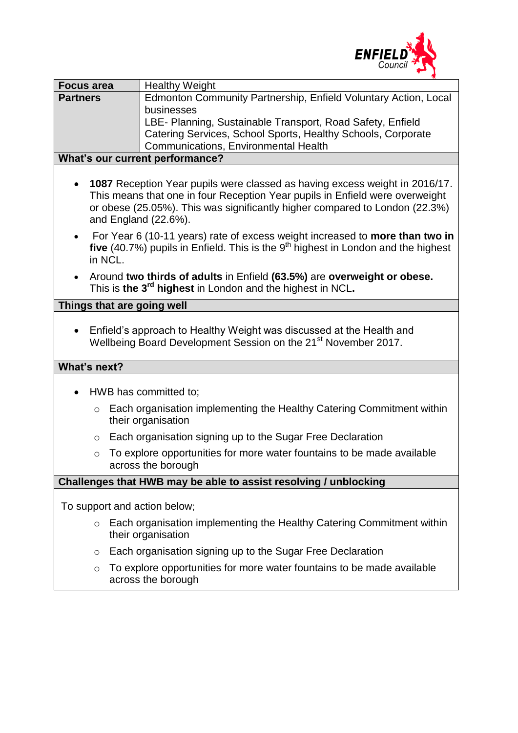| **Focus area** | Healthy Weight |
|---|---|
| **Partners** | Edmonton Community Partnership, Enfield Voluntary Action, Local businesses<br>LBE- Planning, Sustainable Transport, Road Safety, Enfield Catering Services, School Sports, Healthy Schools, Corporate Communications, Environmental Health |

**What's our current performance?**

- **1087** Reception Year pupils were classed as having excess weight in 2016/17. This means that one in four Reception Year pupils in Enfield were overweight or obese (25.05%). This was significantly higher compared to London (22.3%) and England (22.6%).
- For Year 6 (10-11 years) rate of excess weight increased to **more than two in five** (40.7%) pupils in Enfield. This is the 9th highest in London and the highest in NCL.
- Around **two thirds of adults** in Enfield **(63.5%)** are **overweight or obese.** This is **the 3rd highest** in London and the highest in NCL**.**

**Things that are going well**

- Enfield's approach to Healthy Weight was discussed at the Health and Wellbeing Board Development Session on the 21st November 2017.

**What's next?**

- HWB has committed to;
  - Each organisation implementing the Healthy Catering Commitment within their organisation
  - Each organisation signing up to the Sugar Free Declaration
  - To explore opportunities for more water fountains to be made available across the borough

**Challenges that HWB may be able to assist resolving / unblocking**

To support and action below;

- Each organisation implementing the Healthy Catering Commitment within their organisation
- Each organisation signing up to the Sugar Free Declaration
- To explore opportunities for more water fountains to be made available across the borough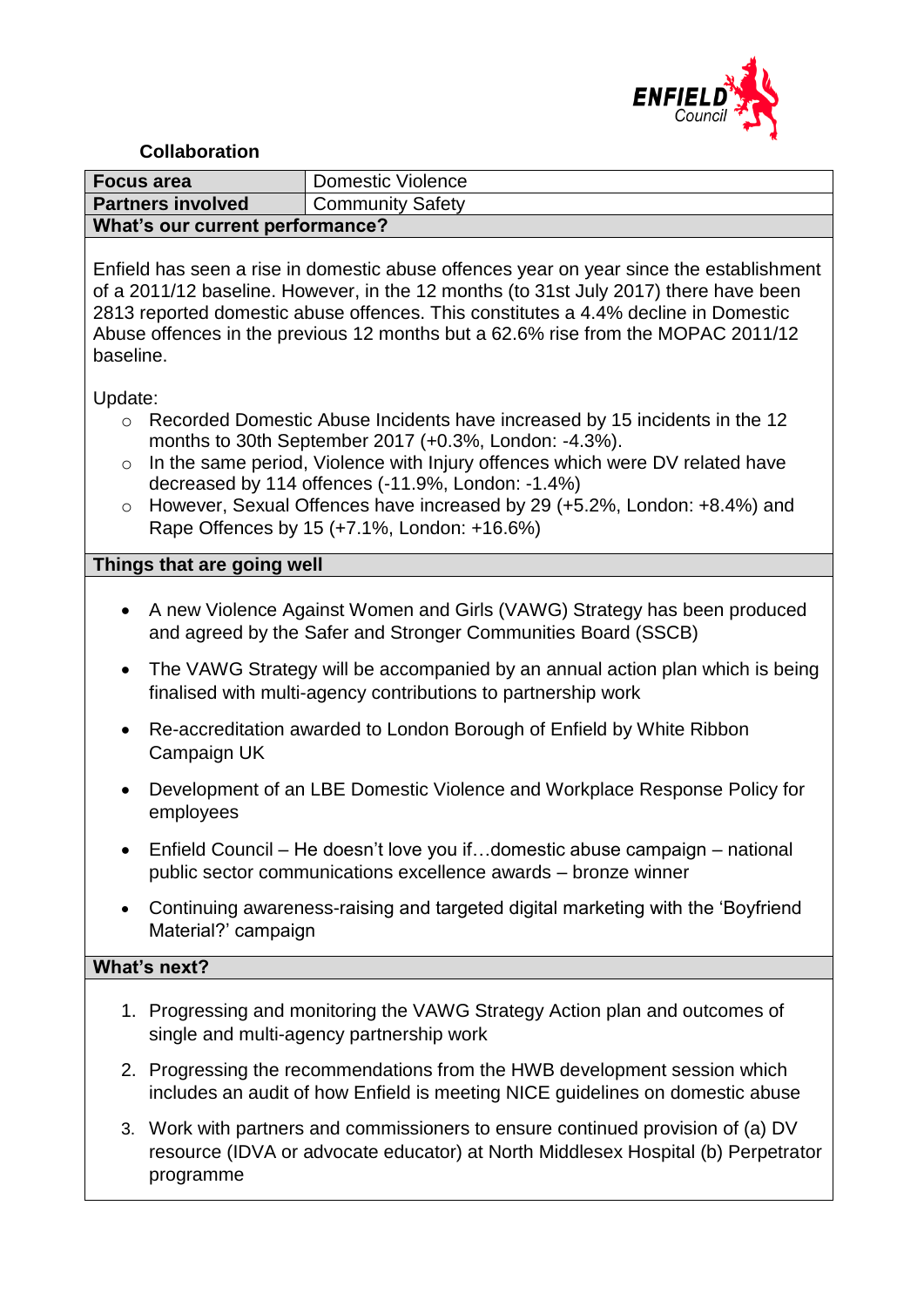**Collaboration**

| **Focus area** | Domestic Violence |
| --- | --- |
| **Partners involved** | Community Safety |

**What's our current performance?**

Enfield has seen a rise in domestic abuse offences year on year since the establishment of a 2011/12 baseline. However, in the 12 months (to 31st July 2017) there have been 2813 reported domestic abuse offences. This constitutes a 4.4% decline in Domestic Abuse offences in the previous 12 months but a 62.6% rise from the MOPAC 2011/12 baseline.

Update:

- Recorded Domestic Abuse Incidents have increased by 15 incidents in the 12 months to 30th September 2017 (+0.3%, London: -4.3%).
- In the same period, Violence with Injury offences which were DV related have decreased by 114 offences (-11.9%, London: -1.4%)
- However, Sexual Offences have increased by 29 (+5.2%, London: +8.4%) and Rape Offences by 15 (+7.1%, London: +16.6%)

**Things that are going well**

- A new Violence Against Women and Girls (VAWG) Strategy has been produced and agreed by the Safer and Stronger Communities Board (SSCB)
- The VAWG Strategy will be accompanied by an annual action plan which is being finalised with multi-agency contributions to partnership work
- Re-accreditation awarded to London Borough of Enfield by White Ribbon Campaign UK
- Development of an LBE Domestic Violence and Workplace Response Policy for employees
- Enfield Council – He doesn't love you if…domestic abuse campaign – national public sector communications excellence awards – bronze winner
- Continuing awareness-raising and targeted digital marketing with the 'Boyfriend Material?' campaign

**What's next?**

1. Progressing and monitoring the VAWG Strategy Action plan and outcomes of single and multi-agency partnership work
2. Progressing the recommendations from the HWB development session which includes an audit of how Enfield is meeting NICE guidelines on domestic abuse
3. Work with partners and commissioners to ensure continued provision of (a) DV resource (IDVA or advocate educator) at North Middlesex Hospital (b) Perpetrator programme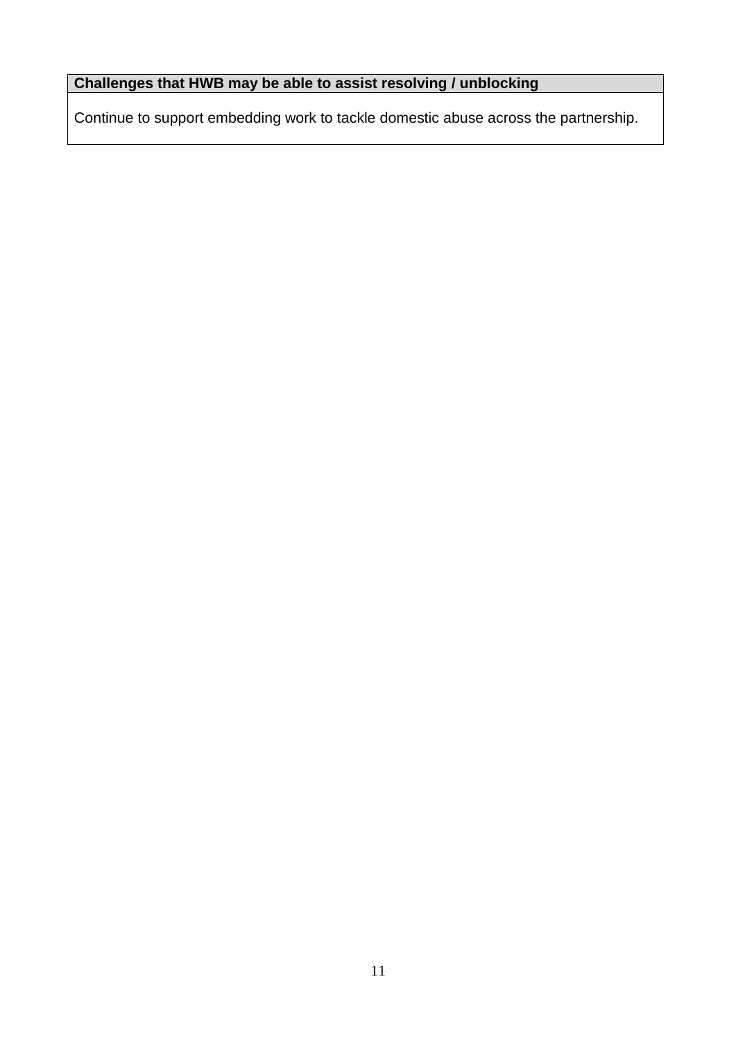| Challenges that HWB may be able to assist resolving / unblocking |
| --- |
| Continue to support embedding work to tackle domestic abuse across the partnership. |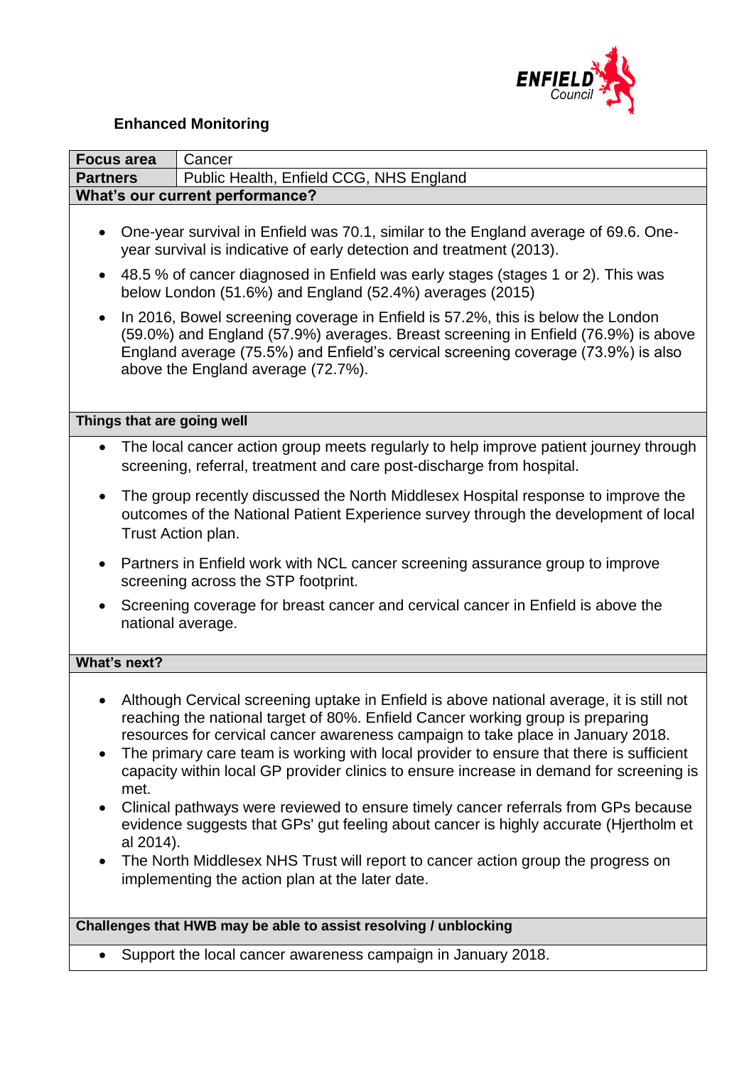## Enhanced Monitoring

| **Focus area** | Cancer |
|---|---|
| **Partners** | Public Health, Enfield CCG, NHS England |

**What's our current performance?**

- One-year survival in Enfield was 70.1, similar to the England average of 69.6. One-year survival is indicative of early detection and treatment (2013).
- 48.5 % of cancer diagnosed in Enfield was early stages (stages 1 or 2). This was below London (51.6%) and England (52.4%) averages (2015)
- In 2016, Bowel screening coverage in Enfield is 57.2%, this is below the London (59.0%) and England (57.9%) averages. Breast screening in Enfield (76.9%) is above England average (75.5%) and Enfield's cervical screening coverage (73.9%) is also above the England average (72.7%).

**Things that are going well**

- The local cancer action group meets regularly to help improve patient journey through screening, referral, treatment and care post-discharge from hospital.
- The group recently discussed the North Middlesex Hospital response to improve the outcomes of the National Patient Experience survey through the development of local Trust Action plan.
- Partners in Enfield work with NCL cancer screening assurance group to improve screening across the STP footprint.
- Screening coverage for breast cancer and cervical cancer in Enfield is above the national average.

**What's next?**

- Although Cervical screening uptake in Enfield is above national average, it is still not reaching the national target of 80%. Enfield Cancer working group is preparing resources for cervical cancer awareness campaign to take place in January 2018.
- The primary care team is working with local provider to ensure that there is sufficient capacity within local GP provider clinics to ensure increase in demand for screening is met.
- Clinical pathways were reviewed to ensure timely cancer referrals from GPs because evidence suggests that GPs' gut feeling about cancer is highly accurate (Hjertholm et al 2014).
- The North Middlesex NHS Trust will report to cancer action group the progress on implementing the action plan at the later date.

**Challenges that HWB may be able to assist resolving / unblocking**

- Support the local cancer awareness campaign in January 2018.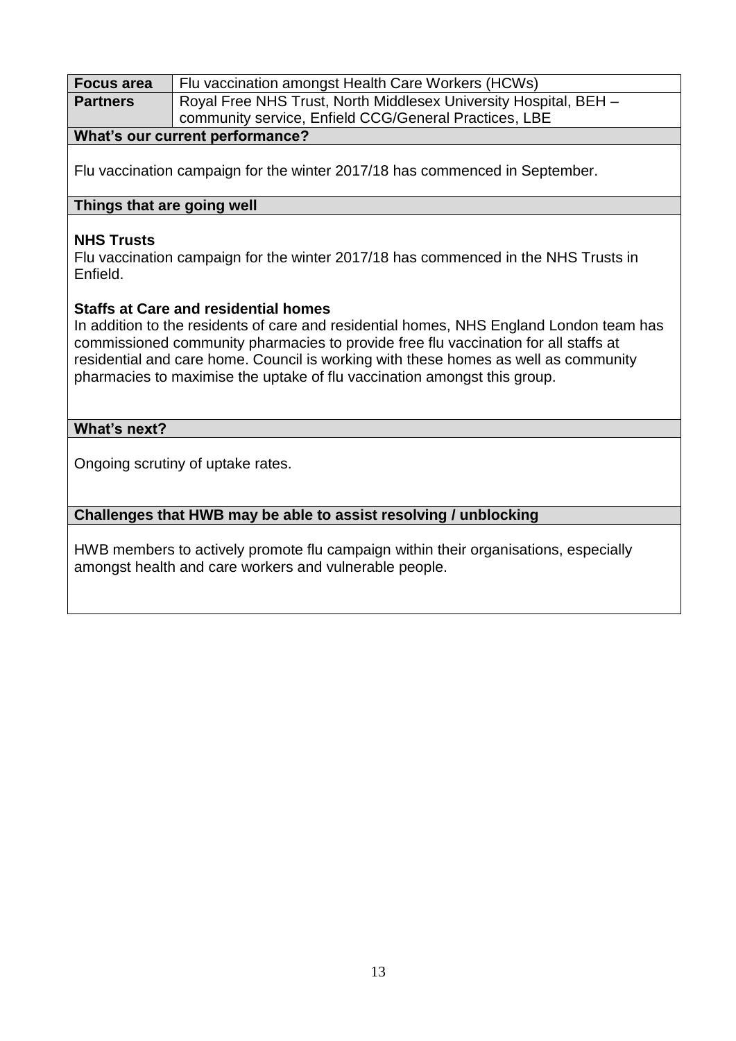| **Focus area** | Flu vaccination amongst Health Care Workers (HCWs) |
| --- | --- |
| **Partners** | Royal Free NHS Trust, North Middlesex University Hospital, BEH – community service, Enfield CCG/General Practices, LBE |

**What's our current performance?**

Flu vaccination campaign for the winter 2017/18 has commenced in September.

**Things that are going well**

**NHS Trusts**
Flu vaccination campaign for the winter 2017/18 has commenced in the NHS Trusts in Enfield.

**Staffs at Care and residential homes**
In addition to the residents of care and residential homes, NHS England London team has commissioned community pharmacies to provide free flu vaccination for all staffs at residential and care home. Council is working with these homes as well as community pharmacies to maximise the uptake of flu vaccination amongst this group.

**What's next?**

Ongoing scrutiny of uptake rates.

**Challenges that HWB may be able to assist resolving / unblocking**

HWB members to actively promote flu campaign within their organisations, especially amongst health and care workers and vulnerable people.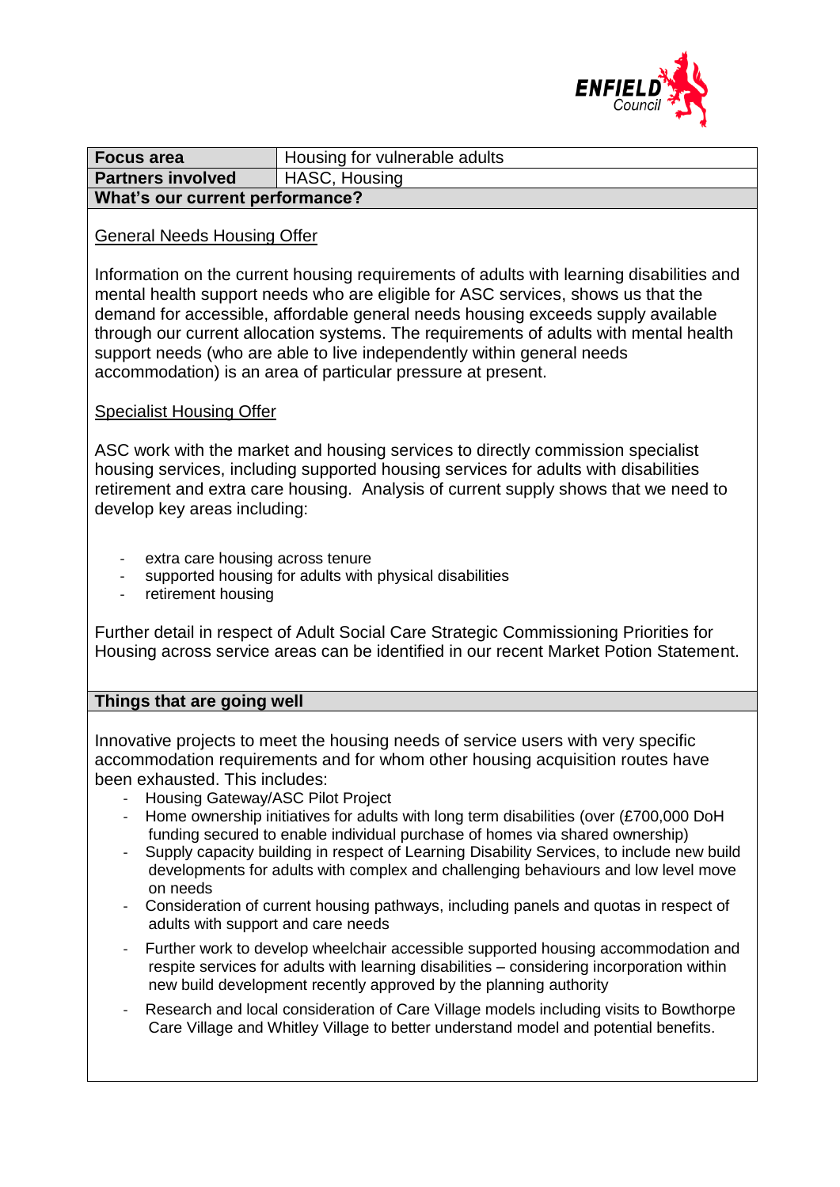| Focus area | Housing for vulnerable adults |
| --- | --- |
| **Partners involved** | HASC, Housing |

**What's our current performance?**

General Needs Housing Offer

Information on the current housing requirements of adults with learning disabilities and mental health support needs who are eligible for ASC services, shows us that the demand for accessible, affordable general needs housing exceeds supply available through our current allocation systems. The requirements of adults with mental health support needs (who are able to live independently within general needs accommodation) is an area of particular pressure at present.

Specialist Housing Offer

ASC work with the market and housing services to directly commission specialist housing services, including supported housing services for adults with disabilities retirement and extra care housing. Analysis of current supply shows that we need to develop key areas including:

- extra care housing across tenure
- supported housing for adults with physical disabilities
- retirement housing

Further detail in respect of Adult Social Care Strategic Commissioning Priorities for Housing across service areas can be identified in our recent Market Potion Statement.

**Things that are going well**

Innovative projects to meet the housing needs of service users with very specific accommodation requirements and for whom other housing acquisition routes have been exhausted. This includes:

- Housing Gateway/ASC Pilot Project
- Home ownership initiatives for adults with long term disabilities (over (£700,000 DoH funding secured to enable individual purchase of homes via shared ownership)
- Supply capacity building in respect of Learning Disability Services, to include new build developments for adults with complex and challenging behaviours and low level move on needs
- Consideration of current housing pathways, including panels and quotas in respect of adults with support and care needs
- Further work to develop wheelchair accessible supported housing accommodation and respite services for adults with learning disabilities – considering incorporation within new build development recently approved by the planning authority
- Research and local consideration of Care Village models including visits to Bowthorpe Care Village and Whitley Village to better understand model and potential benefits.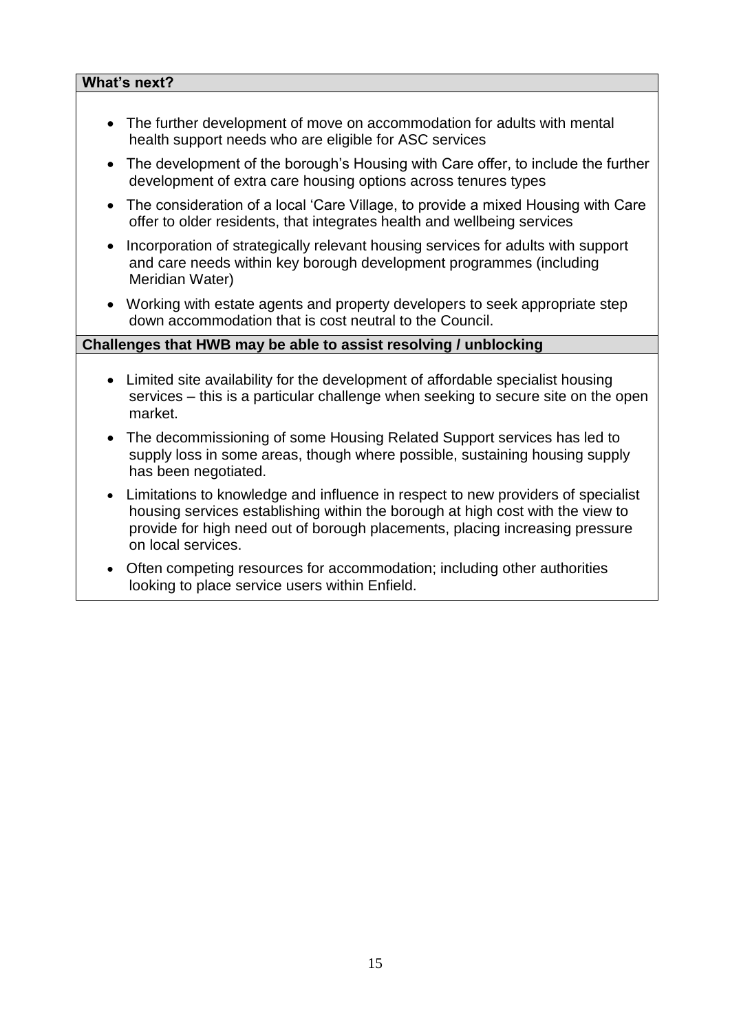**What's next?**

- The further development of move on accommodation for adults with mental health support needs who are eligible for ASC services
- The development of the borough's Housing with Care offer, to include the further development of extra care housing options across tenures types
- The consideration of a local 'Care Village, to provide a mixed Housing with Care offer to older residents, that integrates health and wellbeing services
- Incorporation of strategically relevant housing services for adults with support and care needs within key borough development programmes (including Meridian Water)
- Working with estate agents and property developers to seek appropriate step down accommodation that is cost neutral to the Council.

**Challenges that HWB may be able to assist resolving / unblocking**

- Limited site availability for the development of affordable specialist housing services – this is a particular challenge when seeking to secure site on the open market.
- The decommissioning of some Housing Related Support services has led to supply loss in some areas, though where possible, sustaining housing supply has been negotiated.
- Limitations to knowledge and influence in respect to new providers of specialist housing services establishing within the borough at high cost with the view to provide for high need out of borough placements, placing increasing pressure on local services.
- Often competing resources for accommodation; including other authorities looking to place service users within Enfield.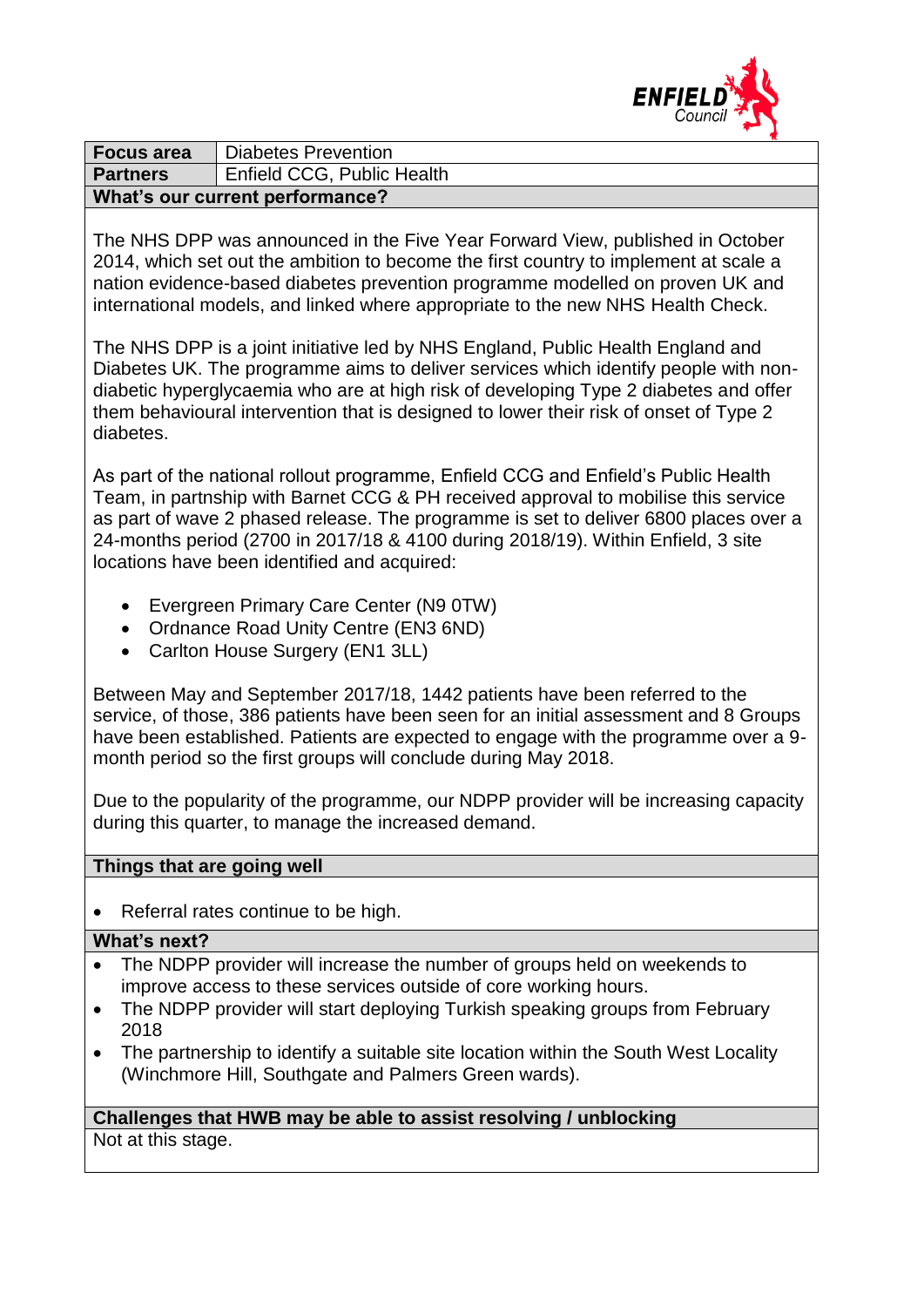| **Focus area** | Diabetes Prevention |
|---|---|
| **Partners** | Enfield CCG, Public Health |

**What's our current performance?**

The NHS DPP was announced in the Five Year Forward View, published in October 2014, which set out the ambition to become the first country to implement at scale a nation evidence-based diabetes prevention programme modelled on proven UK and international models, and linked where appropriate to the new NHS Health Check.

The NHS DPP is a joint initiative led by NHS England, Public Health England and Diabetes UK. The programme aims to deliver services which identify people with non-diabetic hyperglycaemia who are at high risk of developing Type 2 diabetes and offer them behavioural intervention that is designed to lower their risk of onset of Type 2 diabetes.

As part of the national rollout programme, Enfield CCG and Enfield's Public Health Team, in partnship with Barnet CCG & PH received approval to mobilise this service as part of wave 2 phased release. The programme is set to deliver 6800 places over a 24-months period (2700 in 2017/18 & 4100 during 2018/19). Within Enfield, 3 site locations have been identified and acquired:

- Evergreen Primary Care Center (N9 0TW)
- Ordnance Road Unity Centre (EN3 6ND)
- Carlton House Surgery (EN1 3LL)

Between May and September 2017/18, 1442 patients have been referred to the service, of those, 386 patients have been seen for an initial assessment and 8 Groups have been established. Patients are expected to engage with the programme over a 9-month period so the first groups will conclude during May 2018.

Due to the popularity of the programme, our NDPP provider will be increasing capacity during this quarter, to manage the increased demand.

**Things that are going well**

- Referral rates continue to be high.

**What's next?**

- The NDPP provider will increase the number of groups held on weekends to improve access to these services outside of core working hours.
- The NDPP provider will start deploying Turkish speaking groups from February 2018
- The partnership to identify a suitable site location within the South West Locality (Winchmore Hill, Southgate and Palmers Green wards).

**Challenges that HWB may be able to assist resolving / unblocking**

Not at this stage.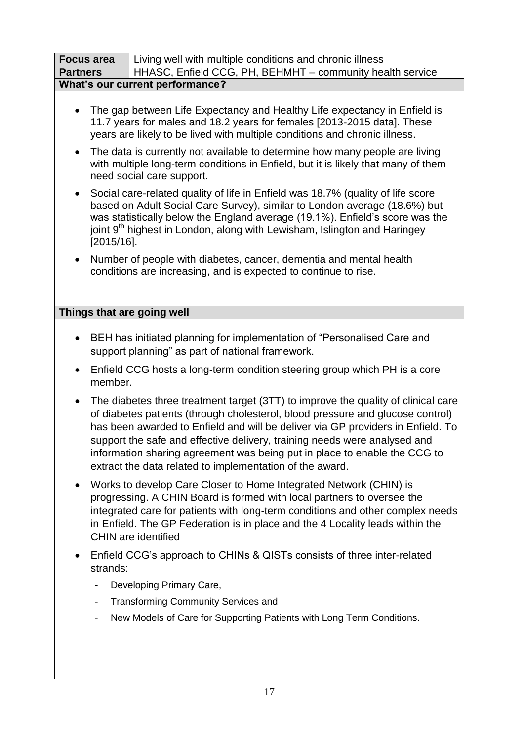| Focus area | Living well with multiple conditions and chronic illness |
| --- | --- |
| **Partners** | HHASC, Enfield CCG, PH, BEHMHT – community health service |

**What's our current performance?**

- The gap between Life Expectancy and Healthy Life expectancy in Enfield is 11.7 years for males and 18.2 years for females [2013-2015 data]. These years are likely to be lived with multiple conditions and chronic illness.
- The data is currently not available to determine how many people are living with multiple long-term conditions in Enfield, but it is likely that many of them need social care support.
- Social care-related quality of life in Enfield was 18.7% (quality of life score based on Adult Social Care Survey), similar to London average (18.6%) but was statistically below the England average (19.1%). Enfield's score was the joint 9th highest in London, along with Lewisham, Islington and Haringey [2015/16].
- Number of people with diabetes, cancer, dementia and mental health conditions are increasing, and is expected to continue to rise.

**Things that are going well**

- BEH has initiated planning for implementation of "Personalised Care and support planning" as part of national framework.
- Enfield CCG hosts a long-term condition steering group which PH is a core member.
- The diabetes three treatment target (3TT) to improve the quality of clinical care of diabetes patients (through cholesterol, blood pressure and glucose control) has been awarded to Enfield and will be deliver via GP providers in Enfield. To support the safe and effective delivery, training needs were analysed and information sharing agreement was being put in place to enable the CCG to extract the data related to implementation of the award.
- Works to develop Care Closer to Home Integrated Network (CHIN) is progressing. A CHIN Board is formed with local partners to oversee the integrated care for patients with long-term conditions and other complex needs in Enfield. The GP Federation is in place and the 4 Locality leads within the CHIN are identified
- Enfield CCG's approach to CHINs & QISTs consists of three inter-related strands:
  - Developing Primary Care,
  - Transforming Community Services and
  - New Models of Care for Supporting Patients with Long Term Conditions.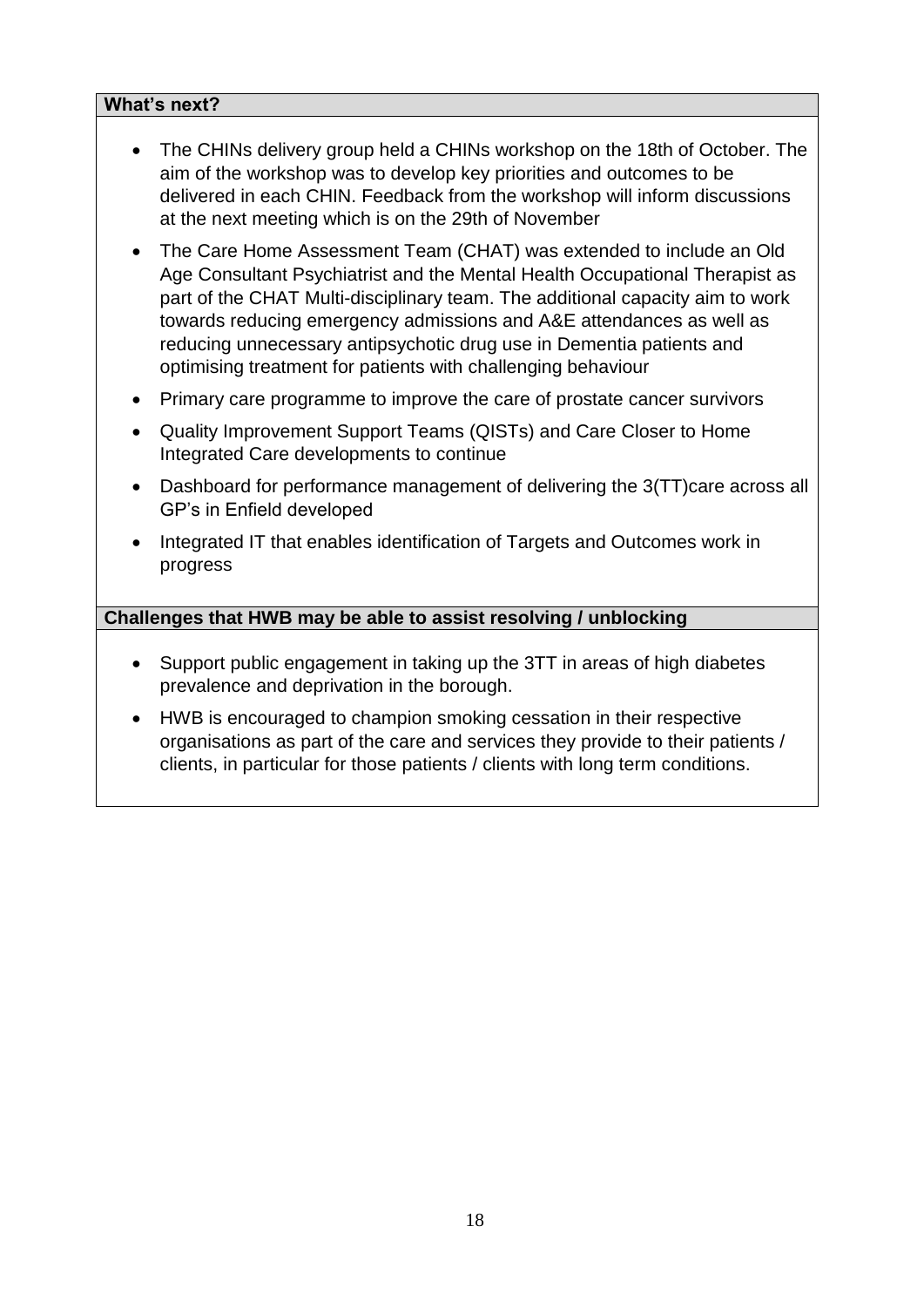**What's next?**

- The CHINs delivery group held a CHINs workshop on the 18th of October. The aim of the workshop was to develop key priorities and outcomes to be delivered in each CHIN. Feedback from the workshop will inform discussions at the next meeting which is on the 29th of November
- The Care Home Assessment Team (CHAT) was extended to include an Old Age Consultant Psychiatrist and the Mental Health Occupational Therapist as part of the CHAT Multi-disciplinary team. The additional capacity aim to work towards reducing emergency admissions and A&E attendances as well as reducing unnecessary antipsychotic drug use in Dementia patients and optimising treatment for patients with challenging behaviour
- Primary care programme to improve the care of prostate cancer survivors
- Quality Improvement Support Teams (QISTs) and Care Closer to Home Integrated Care developments to continue
- Dashboard for performance management of delivering the 3(TT)care across all GP's in Enfield developed
- Integrated IT that enables identification of Targets and Outcomes work in progress

**Challenges that HWB may be able to assist resolving / unblocking**

- Support public engagement in taking up the 3TT in areas of high diabetes prevalence and deprivation in the borough.
- HWB is encouraged to champion smoking cessation in their respective organisations as part of the care and services they provide to their patients / clients, in particular for those patients / clients with long term conditions.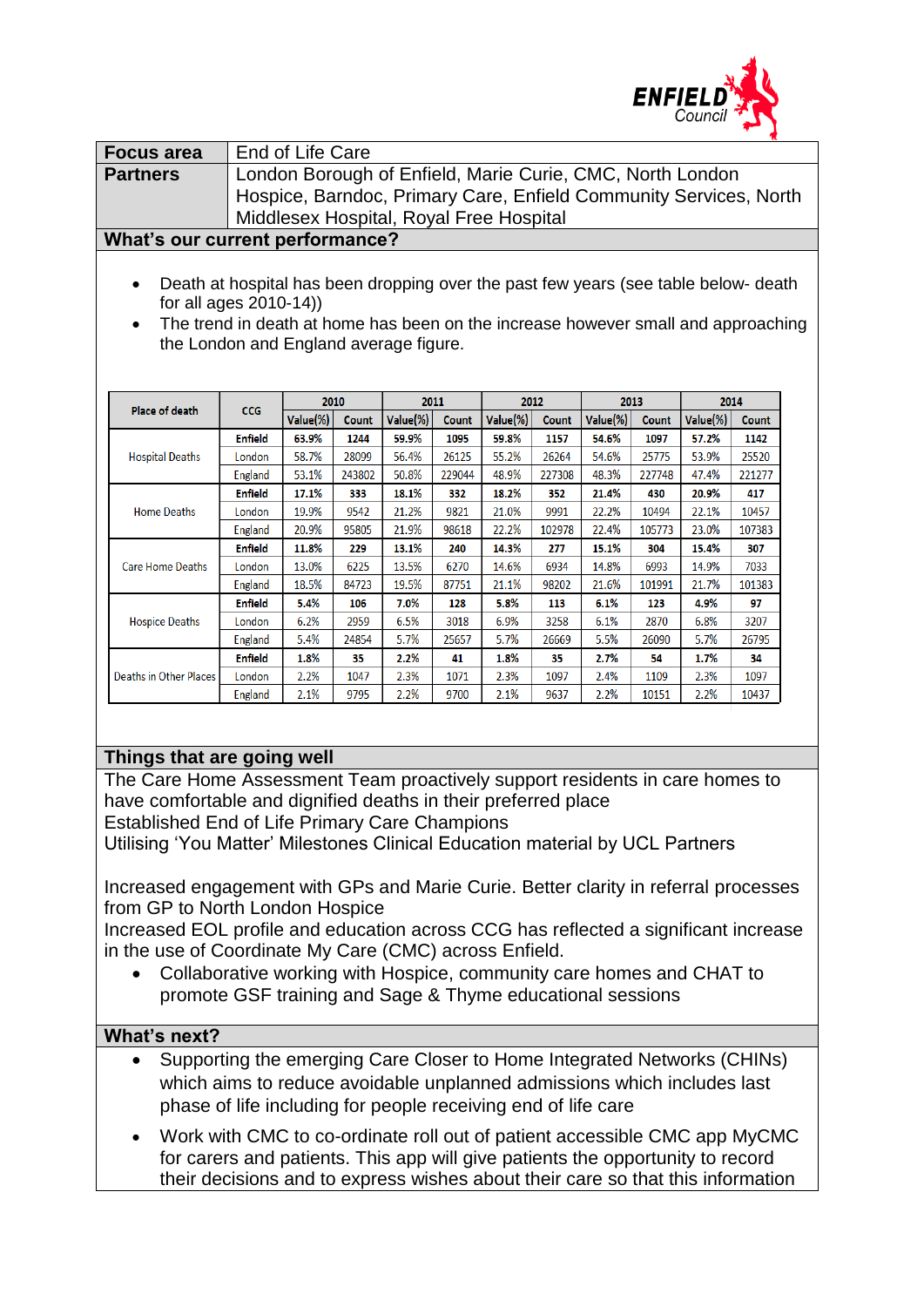| Focus area | End of Life Care |
|---|---|
| Partners | London Borough of Enfield, Marie Curie, CMC, North London Hospice, Barndoc, Primary Care, Enfield Community Services, North Middlesex Hospital, Royal Free Hospital |

## What's our current performance?

- Death at hospital has been dropping over the past few years (see table below- death for all ages 2010-14))
- The trend in death at home has been on the increase however small and approaching the London and England average figure.

| Place of death | CCG | 2010 | | 2011 | | 2012 | | 2013 | | 2014 | |
|---|---|---|---|---|---|---|---|---|---|---|---|
| | | Value(%) | Count | Value(%) | Count | Value(%) | Count | Value(%) | Count | Value(%) | Count |
| Hospital Deaths | **Enfield** | **63.9%** | **1244** | **59.9%** | **1095** | **59.8%** | **1157** | **54.6%** | **1097** | **57.2%** | **1142** |
| | London | 58.7% | 28099 | 56.4% | 26125 | 55.2% | 26264 | 54.6% | 25775 | 53.9% | 25520 |
| | England | 53.1% | 243802 | 50.8% | 229044 | 48.9% | 227308 | 48.3% | 227748 | 47.4% | 221277 |
| Home Deaths | **Enfield** | **17.1%** | **333** | **18.1%** | **332** | **18.2%** | **352** | **21.4%** | **430** | **20.9%** | **417** |
| | London | 19.9% | 9542 | 21.2% | 9821 | 21.0% | 9991 | 22.2% | 10494 | 22.1% | 10457 |
| | England | 20.9% | 95805 | 21.9% | 98618 | 22.2% | 102978 | 22.4% | 105773 | 23.0% | 107383 |
| Care Home Deaths | **Enfield** | **11.8%** | **229** | **13.1%** | **240** | **14.3%** | **277** | **15.1%** | **304** | **15.4%** | **307** |
| | London | 13.0% | 6225 | 13.5% | 6270 | 14.6% | 6934 | 14.8% | 6993 | 14.9% | 7033 |
| | England | 18.5% | 84723 | 19.5% | 87751 | 21.1% | 98202 | 21.6% | 101991 | 21.7% | 101383 |
| Hospice Deaths | **Enfield** | **5.4%** | **106** | **7.0%** | **128** | **5.8%** | **113** | **6.1%** | **123** | **4.9%** | **97** |
| | London | 6.2% | 2959 | 6.5% | 3018 | 6.9% | 3258 | 6.1% | 2870 | 6.8% | 3207 |
| | England | 5.4% | 24854 | 5.7% | 25657 | 5.7% | 26669 | 5.5% | 26090 | 5.7% | 26795 |
| Deaths in Other Places | **Enfield** | **1.8%** | **35** | **2.2%** | **41** | **1.8%** | **35** | **2.7%** | **54** | **1.7%** | **34** |
| | London | 2.2% | 1047 | 2.3% | 1071 | 2.3% | 1097 | 2.4% | 1109 | 2.3% | 1097 |
| | England | 2.1% | 9795 | 2.2% | 9700 | 2.1% | 9637 | 2.2% | 10151 | 2.2% | 10437 |

## Things that are going well

The Care Home Assessment Team proactively support residents in care homes to have comfortable and dignified deaths in their preferred place
Established End of Life Primary Care Champions
Utilising 'You Matter' Milestones Clinical Education material by UCL Partners

Increased engagement with GPs and Marie Curie. Better clarity in referral processes from GP to North London Hospice
Increased EOL profile and education across CCG has reflected a significant increase in the use of Coordinate My Care (CMC) across Enfield.

- Collaborative working with Hospice, community care homes and CHAT to promote GSF training and Sage & Thyme educational sessions

## What's next?

- Supporting the emerging Care Closer to Home Integrated Networks (CHINs) which aims to reduce avoidable unplanned admissions which includes last phase of life including for people receiving end of life care
- Work with CMC to co-ordinate roll out of patient accessible CMC app MyCMC for carers and patients. This app will give patients the opportunity to record their decisions and to express wishes about their care so that this information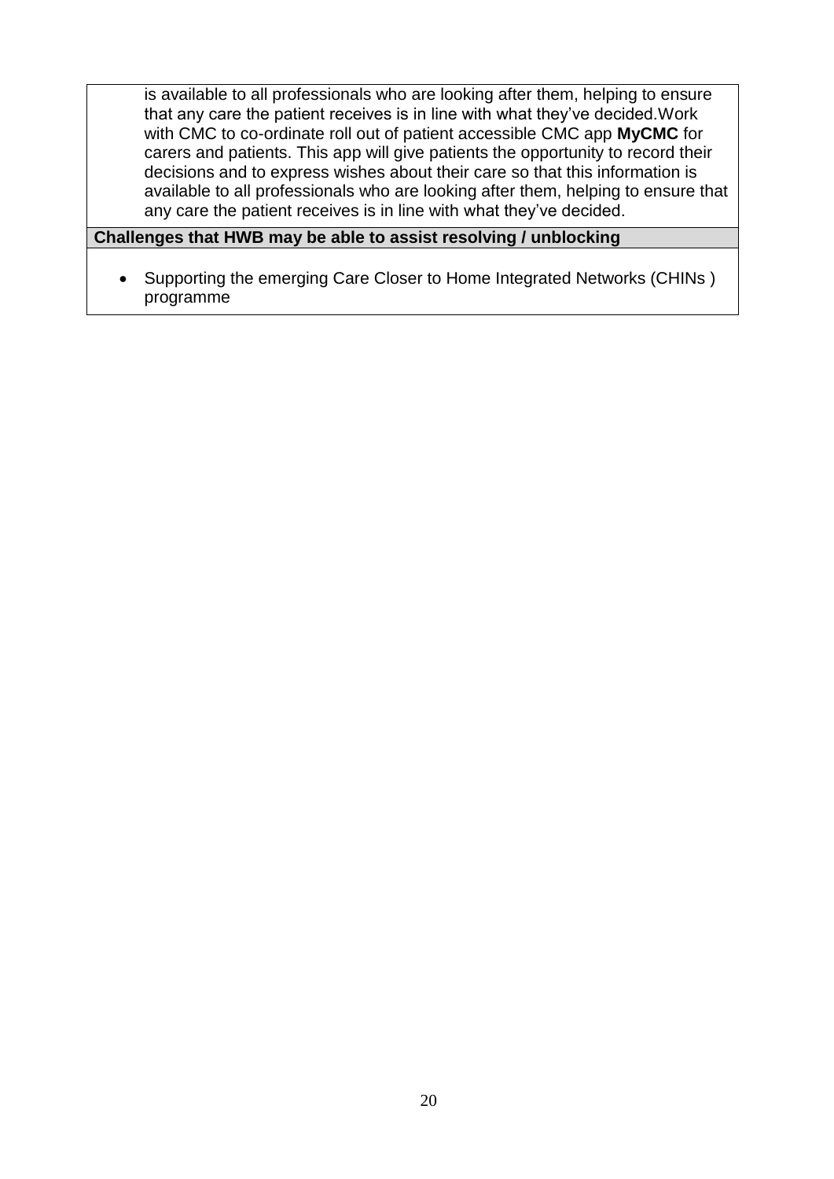| |
|---|
| is available to all professionals who are looking after them, helping to ensure that any care the patient receives is in line with what they've decided.Work with CMC to co-ordinate roll out of patient accessible CMC app **MyCMC** for carers and patients. This app will give patients the opportunity to record their decisions and to express wishes about their care so that this information is available to all professionals who are looking after them, helping to ensure that any care the patient receives is in line with what they've decided. |
| **Challenges that HWB may be able to assist resolving / unblocking** |
| • Supporting the emerging Care Closer to Home Integrated Networks (CHINs ) programme |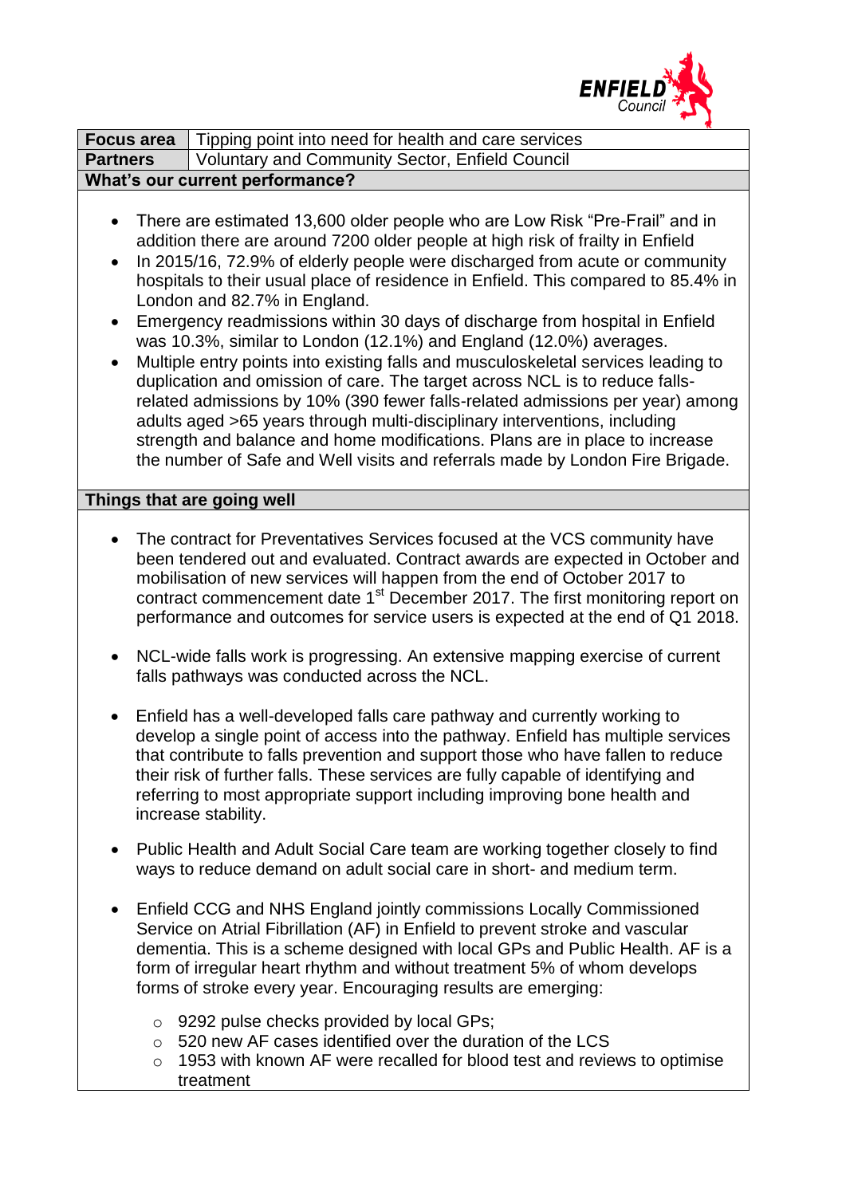| **Focus area** | Tipping point into need for health and care services |
|---|---|
| **Partners** | Voluntary and Community Sector, Enfield Council |

**What's our current performance?**

- There are estimated 13,600 older people who are Low Risk "Pre-Frail" and in addition there are around 7200 older people at high risk of frailty in Enfield
- In 2015/16, 72.9% of elderly people were discharged from acute or community hospitals to their usual place of residence in Enfield. This compared to 85.4% in London and 82.7% in England.
- Emergency readmissions within 30 days of discharge from hospital in Enfield was 10.3%, similar to London (12.1%) and England (12.0%) averages.
- Multiple entry points into existing falls and musculoskeletal services leading to duplication and omission of care. The target across NCL is to reduce falls-related admissions by 10% (390 fewer falls-related admissions per year) among adults aged >65 years through multi-disciplinary interventions, including strength and balance and home modifications. Plans are in place to increase the number of Safe and Well visits and referrals made by London Fire Brigade.

**Things that are going well**

- The contract for Preventatives Services focused at the VCS community have been tendered out and evaluated. Contract awards are expected in October and mobilisation of new services will happen from the end of October 2017 to contract commencement date 1st December 2017. The first monitoring report on performance and outcomes for service users is expected at the end of Q1 2018.

- NCL-wide falls work is progressing. An extensive mapping exercise of current falls pathways was conducted across the NCL.

- Enfield has a well-developed falls care pathway and currently working to develop a single point of access into the pathway. Enfield has multiple services that contribute to falls prevention and support those who have fallen to reduce their risk of further falls. These services are fully capable of identifying and referring to most appropriate support including improving bone health and increase stability.

- Public Health and Adult Social Care team are working together closely to find ways to reduce demand on adult social care in short- and medium term.

- Enfield CCG and NHS England jointly commissions Locally Commissioned Service on Atrial Fibrillation (AF) in Enfield to prevent stroke and vascular dementia. This is a scheme designed with local GPs and Public Health. AF is a form of irregular heart rhythm and without treatment 5% of whom develops forms of stroke every year. Encouraging results are emerging:
  - 9292 pulse checks provided by local GPs;
  - 520 new AF cases identified over the duration of the LCS
  - 1953 with known AF were recalled for blood test and reviews to optimise treatment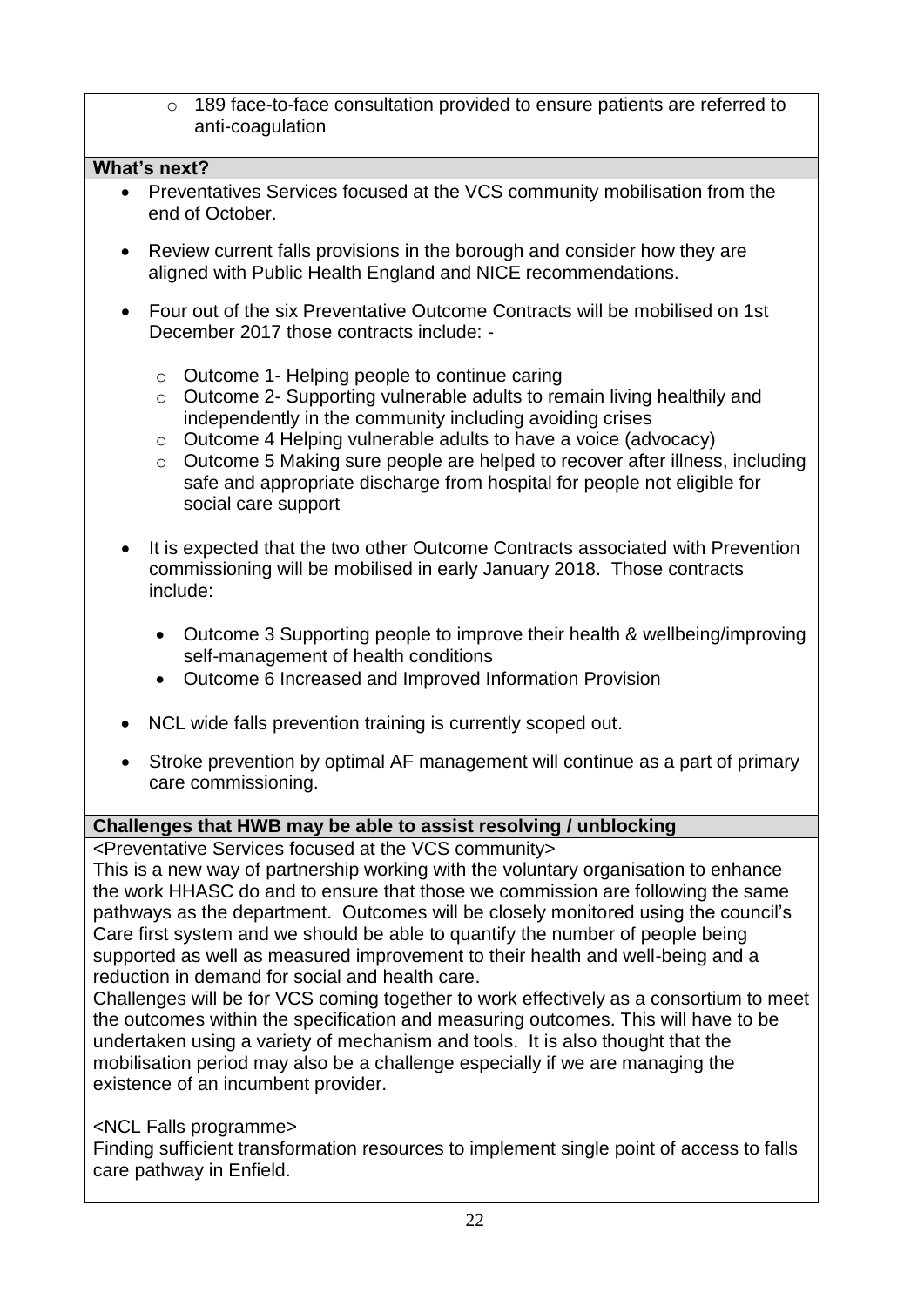- 189 face-to-face consultation provided to ensure patients are referred to anti-coagulation

**What's next?**

- Preventatives Services focused at the VCS community mobilisation from the end of October.
- Review current falls provisions in the borough and consider how they are aligned with Public Health England and NICE recommendations.
- Four out of the six Preventative Outcome Contracts will be mobilised on 1st December 2017 those contracts include: -
  - Outcome 1- Helping people to continue caring
  - Outcome 2- Supporting vulnerable adults to remain living healthily and independently in the community including avoiding crises
  - Outcome 4 Helping vulnerable adults to have a voice (advocacy)
  - Outcome 5 Making sure people are helped to recover after illness, including safe and appropriate discharge from hospital for people not eligible for social care support
- It is expected that the two other Outcome Contracts associated with Prevention commissioning will be mobilised in early January 2018. Those contracts include:
  - Outcome 3 Supporting people to improve their health & wellbeing/improving self-management of health conditions
  - Outcome 6 Increased and Improved Information Provision
- NCL wide falls prevention training is currently scoped out.
- Stroke prevention by optimal AF management will continue as a part of primary care commissioning.

**Challenges that HWB may be able to assist resolving / unblocking**

<Preventative Services focused at the VCS community>
This is a new way of partnership working with the voluntary organisation to enhance the work HHASC do and to ensure that those we commission are following the same pathways as the department. Outcomes will be closely monitored using the council's Care first system and we should be able to quantify the number of people being supported as well as measured improvement to their health and well-being and a reduction in demand for social and health care.
Challenges will be for VCS coming together to work effectively as a consortium to meet the outcomes within the specification and measuring outcomes. This will have to be undertaken using a variety of mechanism and tools. It is also thought that the mobilisation period may also be a challenge especially if we are managing the existence of an incumbent provider.

<NCL Falls programme>
Finding sufficient transformation resources to implement single point of access to falls care pathway in Enfield.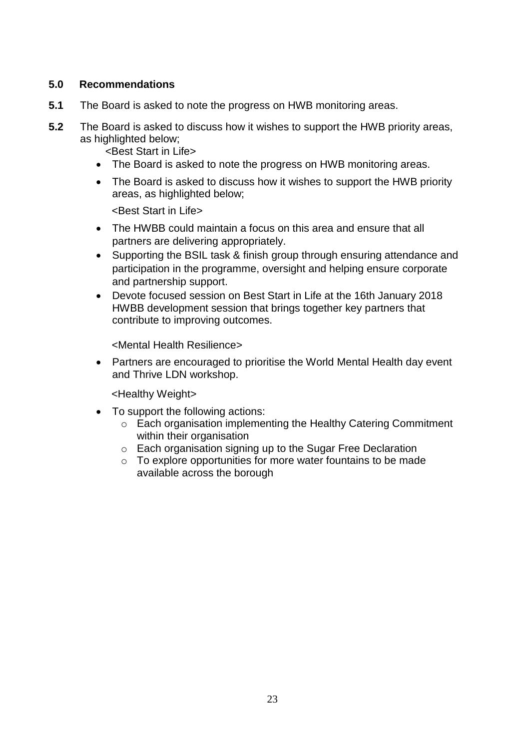## 5.0 Recommendations

**5.1** The Board is asked to note the progress on HWB monitoring areas.

**5.2** The Board is asked to discuss how it wishes to support the HWB priority areas, as highlighted below;

<Best Start in Life>

- The Board is asked to note the progress on HWB monitoring areas.
- The Board is asked to discuss how it wishes to support the HWB priority areas, as highlighted below;

  <Best Start in Life>

- The HWBB could maintain a focus on this area and ensure that all partners are delivering appropriately.
- Supporting the BSIL task & finish group through ensuring attendance and participation in the programme, oversight and helping ensure corporate and partnership support.
- Devote focused session on Best Start in Life at the 16th January 2018 HWBB development session that brings together key partners that contribute to improving outcomes.

<Mental Health Resilience>

- Partners are encouraged to prioritise the World Mental Health day event and Thrive LDN workshop.

<Healthy Weight>

- To support the following actions:
  - Each organisation implementing the Healthy Catering Commitment within their organisation
  - Each organisation signing up to the Sugar Free Declaration
  - To explore opportunities for more water fountains to be made available across the borough